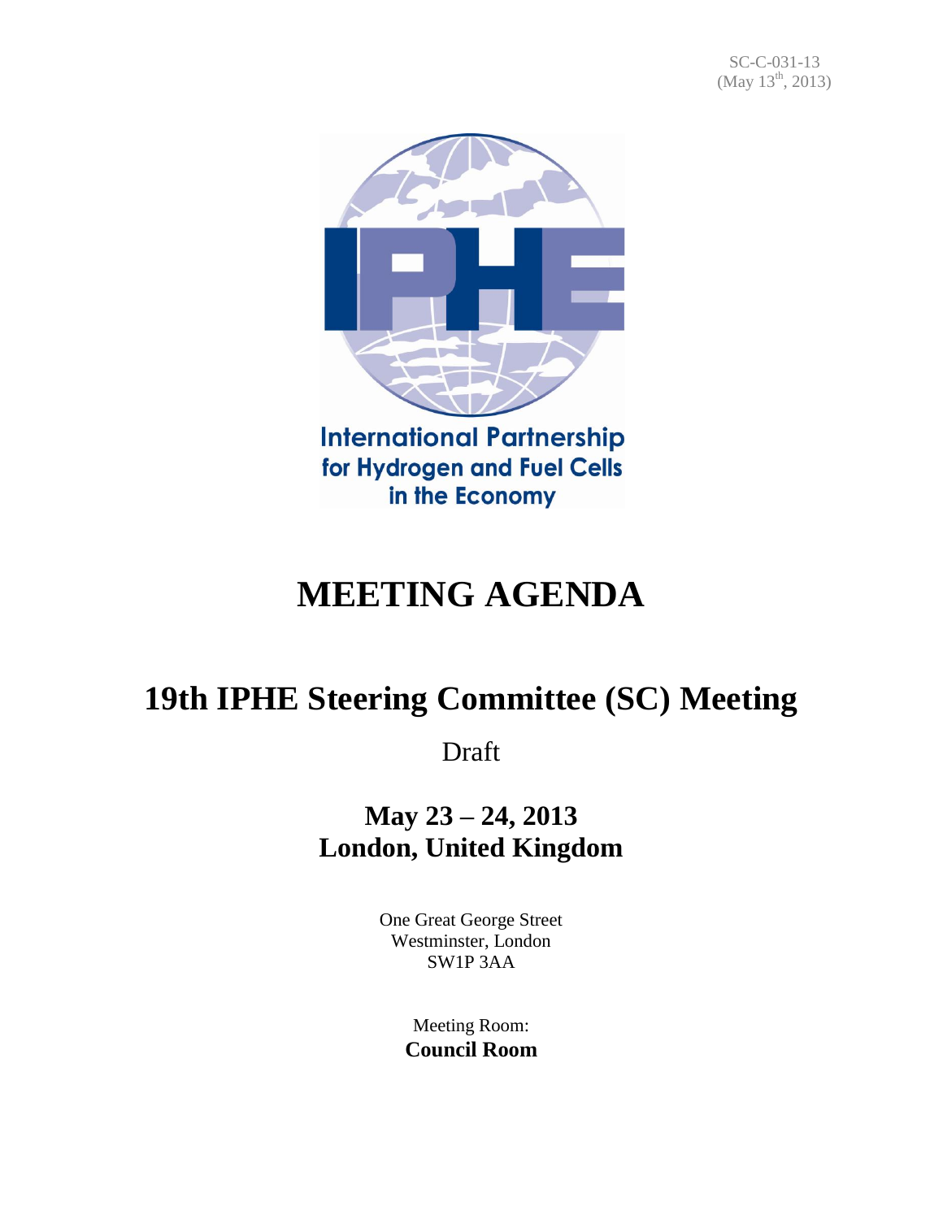SC-C-031-13
(May 13th, 2013)

International Partnership for Hydrogen and Fuel Cells in the Economy

# MEETING AGENDA

## 19th IPHE Steering Committee (SC) Meeting

Draft

### May 23 – 24, 2013
### London, United Kingdom

One Great George Street
Westminster, London
SW1P 3AA

Meeting Room:
**Council Room**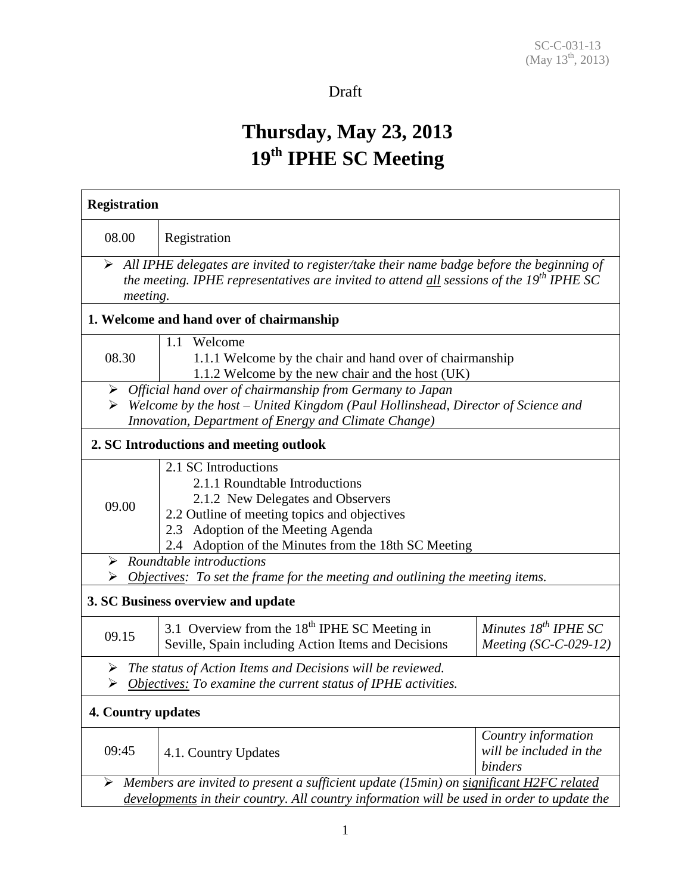SC-C-031-13
(May 13th, 2013)

Draft

# Thursday, May 23, 2013
# 19th IPHE SC Meeting

| **Registration** | | |
|---|---|---|
| 08.00 | Registration | |
| ➢ *All IPHE delegates are invited to register/take their name badge before the beginning of the meeting. IPHE representatives are invited to attend all sessions of the 19th IPHE SC meeting.* | | |
| **1. Welcome and hand over of chairmanship** | | |
| 08.30 | 1.1 Welcome<br>1.1.1 Welcome by the chair and hand over of chairmanship<br>1.1.2 Welcome by the new chair and the host (UK) | |
| ➢ *Official hand over of chairmanship from Germany to Japan*<br>➢ *Welcome by the host – United Kingdom (Paul Hollinshead, Director of Science and Innovation, Department of Energy and Climate Change)* | | |
| **2. SC Introductions and meeting outlook** | | |
| 09.00 | 2.1 SC Introductions<br>2.1.1 Roundtable Introductions<br>2.1.2 New Delegates and Observers<br>2.2 Outline of meeting topics and objectives<br>2.3 Adoption of the Meeting Agenda<br>2.4 Adoption of the Minutes from the 18th SC Meeting | |
| ➢ *Roundtable introductions*<br>➢ *Objectives: To set the frame for the meeting and outlining the meeting items.* | | |
| **3. SC Business overview and update** | | |
| 09.15 | 3.1 Overview from the 18th IPHE SC Meeting in Seville, Spain including Action Items and Decisions | *Minutes 18th IPHE SC Meeting (SC-C-029-12)* |
| ➢ *The status of Action Items and Decisions will be reviewed.*<br>➢ *Objectives: To examine the current status of IPHE activities.* | | |
| **4. Country updates** | | |
| 09:45 | 4.1. Country Updates | *Country information will be included in the binders* |
| ➢ *Members are invited to present a sufficient update (15min) on significant H2FC related developments in their country. All country information will be used in order to update the* | | |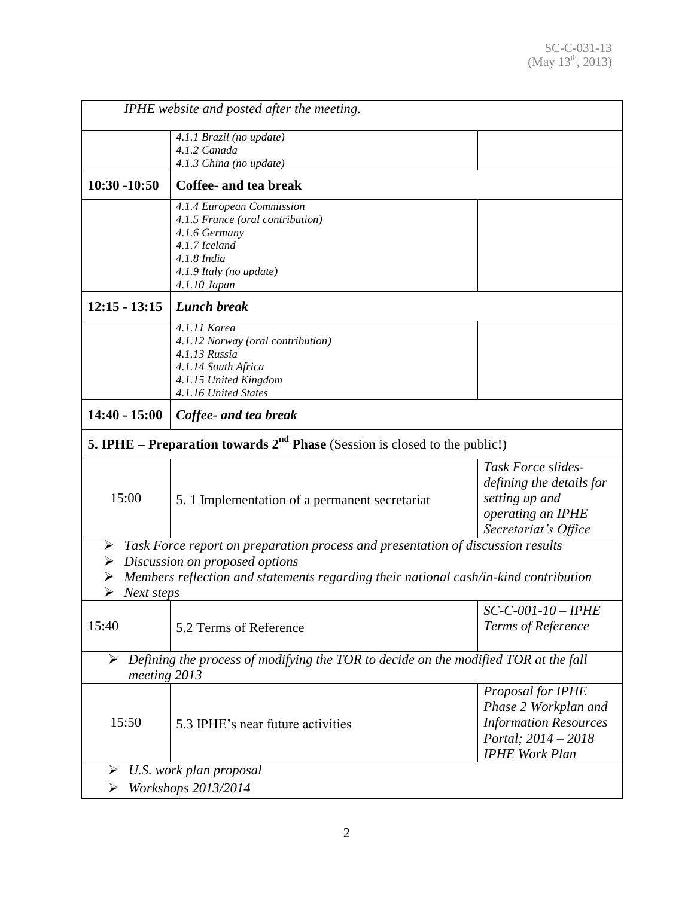| | | |
|---|---|---|
| *IPHE website and posted after the meeting.* | | |
| | *4.1.1 Brazil (no update)*<br>*4.1.2 Canada*<br>*4.1.3 China (no update)* | |
| **10:30 -10:50** | **Coffee- and tea break** | |
| | *4.1.4 European Commission*<br>*4.1.5 France (oral contribution)*<br>*4.1.6 Germany*<br>*4.1.7 Iceland*<br>*4.1.8 India*<br>*4.1.9 Italy (no update)*<br>*4.1.10 Japan* | |
| **12:15 - 13:15** | ***Lunch break*** | |
| | *4.1.11 Korea*<br>*4.1.12 Norway (oral contribution)*<br>*4.1.13 Russia*<br>*4.1.14 South Africa*<br>*4.1.15 United Kingdom*<br>*4.1.16 United States* | |
| **14:40 - 15:00** | ***Coffee- and tea break*** | |
| **5. IPHE – Preparation towards 2nd Phase** (Session is closed to the public!) | | |
| 15:00 | 5. 1 Implementation of a permanent secretariat | *Task Force slides- defining the details for setting up and operating an IPHE Secretariat's Office* |
| ➢ *Task Force report on preparation process and presentation of discussion results*<br>➢ *Discussion on proposed options*<br>➢ *Members reflection and statements regarding their national cash/in-kind contribution*<br>➢ *Next steps* | | |
| 15:40 | 5.2 Terms of Reference | *SC-C-001-10 – IPHE Terms of Reference* |
| ➢ *Defining the process of modifying the TOR to decide on the modified TOR at the fall meeting 2013* | | |
| 15:50 | 5.3 IPHE's near future activities | *Proposal for IPHE Phase 2 Workplan and Information Resources Portal; 2014 – 2018 IPHE Work Plan* |
| ➢ *U.S. work plan proposal*<br>➢ *Workshops 2013/2014* | | |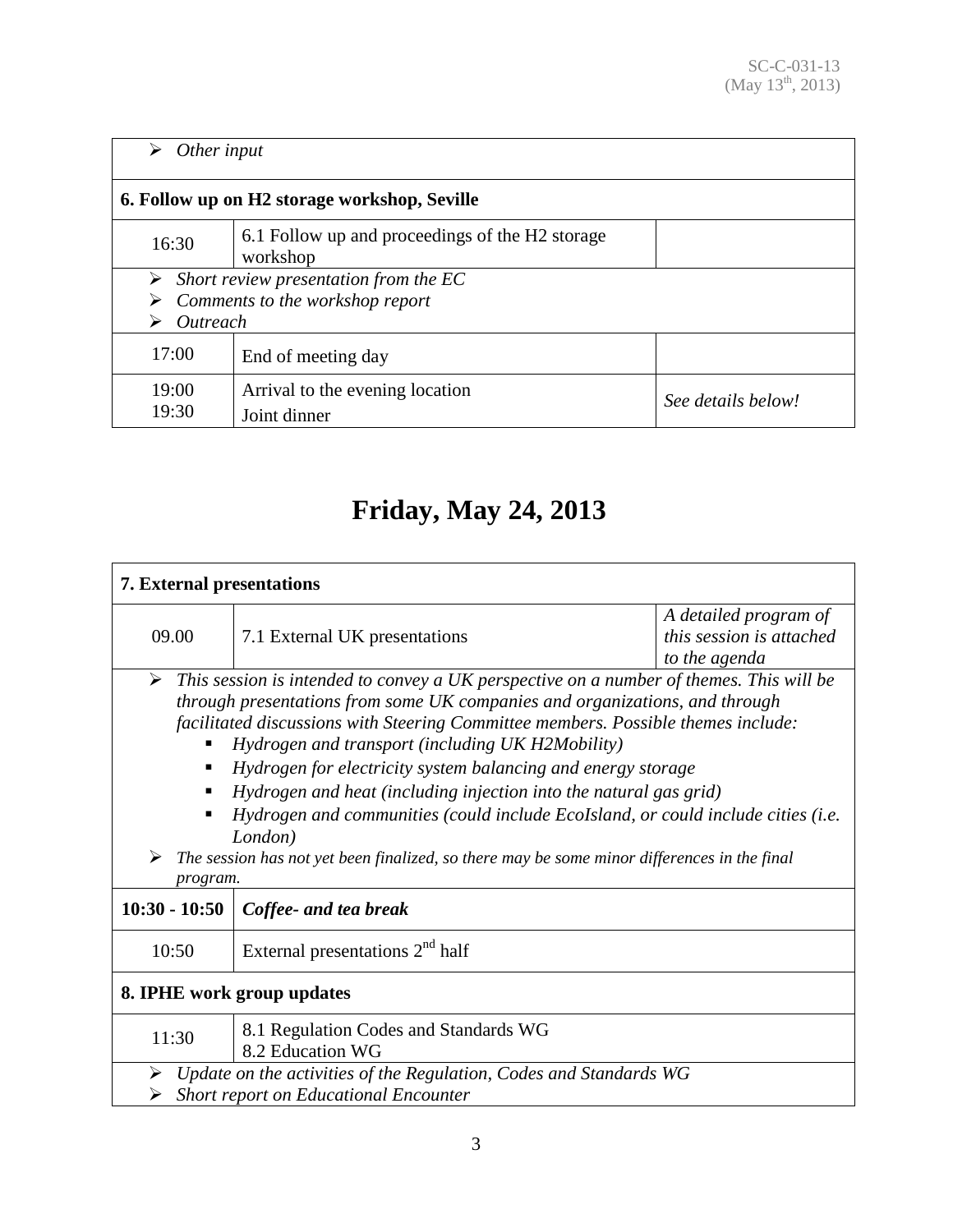| | | |
|---|---|---|
| ➢ *Other input* | | |
| **6. Follow up on H2 storage workshop, Seville** | | |
| 16:30 | 6.1 Follow up and proceedings of the H2 storage workshop | |
| ➢ *Short review presentation from the EC*<br>➢ *Comments to the workshop report*<br>➢ *Outreach* | | |
| 17:00 | End of meeting day | |
| 19:00<br>19:30 | Arrival to the evening location<br>Joint dinner | *See details below!* |

# Friday, May 24, 2013

| | | |
|---|---|---|
| **7. External presentations** | | |
| 09.00 | 7.1 External UK presentations | *A detailed program of this session is attached to the agenda* |
| ➢ *This session is intended to convey a UK perspective on a number of themes. This will be through presentations from some UK companies and organizations, and through facilitated discussions with Steering Committee members. Possible themes include:*<br>▪ *Hydrogen and transport (including UK H2Mobility)*<br>▪ *Hydrogen for electricity system balancing and energy storage*<br>▪ *Hydrogen and heat (including injection into the natural gas grid)*<br>▪ *Hydrogen and communities (could include EcoIsland, or could include cities (i.e. London)*<br>➢ *The session has not yet been finalized, so there may be some minor differences in the final program.* | | |
| **10:30 - 10:50** | ***Coffee- and tea break*** | |
| 10:50 | External presentations 2nd half | |
| **8. IPHE work group updates** | | |
| 11:30 | 8.1 Regulation Codes and Standards WG<br>8.2 Education WG | |
| ➢ *Update on the activities of the Regulation, Codes and Standards WG*<br>➢ *Short report on Educational Encounter* | | |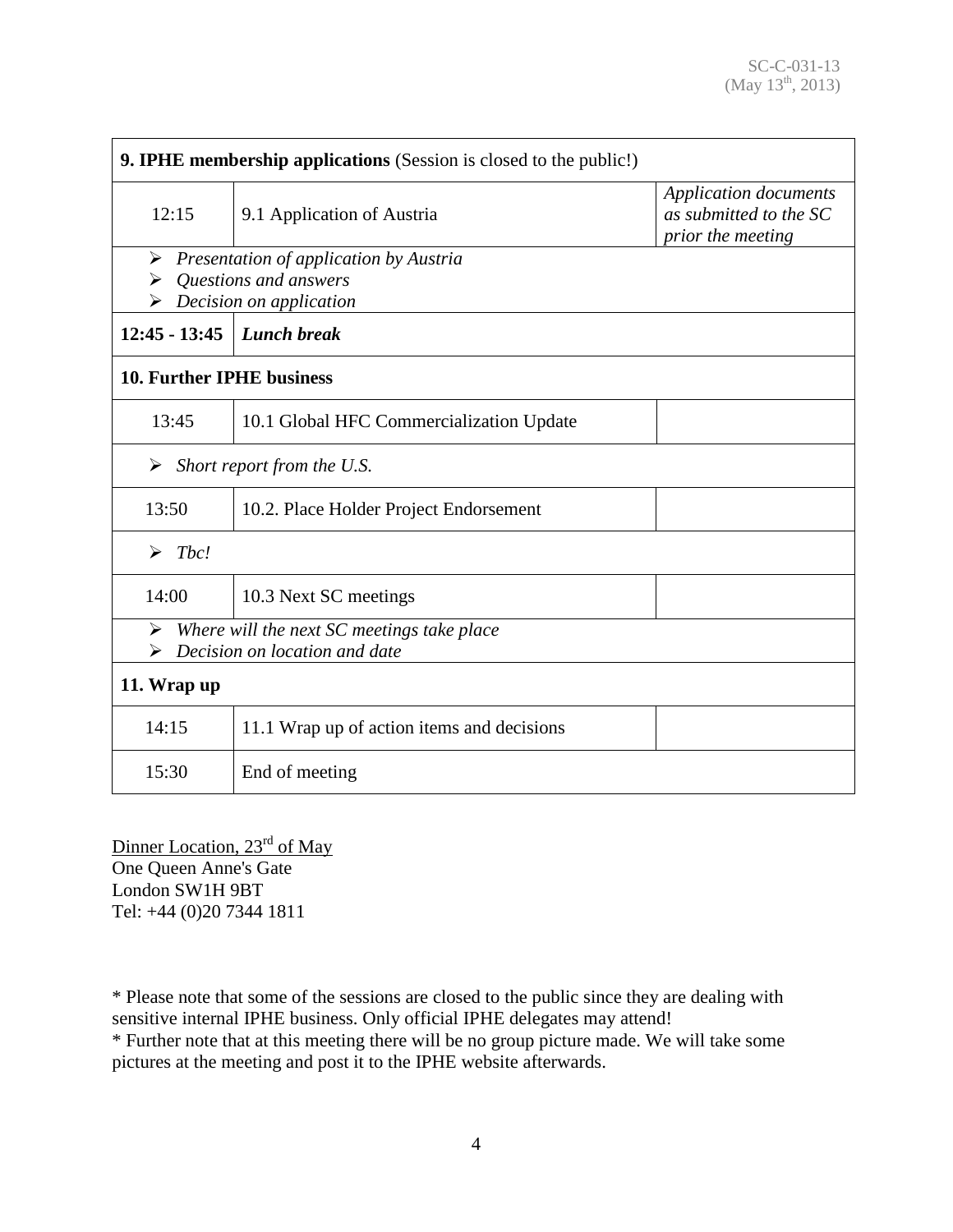| | | |
|---|---|---|
| **9. IPHE membership applications** (Session is closed to the public!) | | |
| 12:15 | 9.1 Application of Austria | *Application documents as submitted to the SC prior the meeting* |
| ➢ *Presentation of application by Austria*<br>➢ *Questions and answers*<br>➢ *Decision on application* | | |
| **12:45 - 13:45** | ***Lunch break*** | |
| **10. Further IPHE business** | | |
| 13:45 | 10.1 Global HFC Commercialization Update | |
| ➢ *Short report from the U.S.* | | |
| 13:50 | 10.2. Place Holder Project Endorsement | |
| ➢ *Tbc!* | | |
| 14:00 | 10.3 Next SC meetings | |
| ➢ *Where will the next SC meetings take place*<br>➢ *Decision on location and date* | | |
| **11. Wrap up** | | |
| 14:15 | 11.1 Wrap up of action items and decisions | |
| 15:30 | End of meeting | |

Dinner Location, 23rd of May
One Queen Anne's Gate
London SW1H 9BT
Tel: +44 (0)20 7344 1811

* Please note that some of the sessions are closed to the public since they are dealing with sensitive internal IPHE business. Only official IPHE delegates may attend!
* Further note that at this meeting there will be no group picture made. We will take some pictures at the meeting and post it to the IPHE website afterwards.